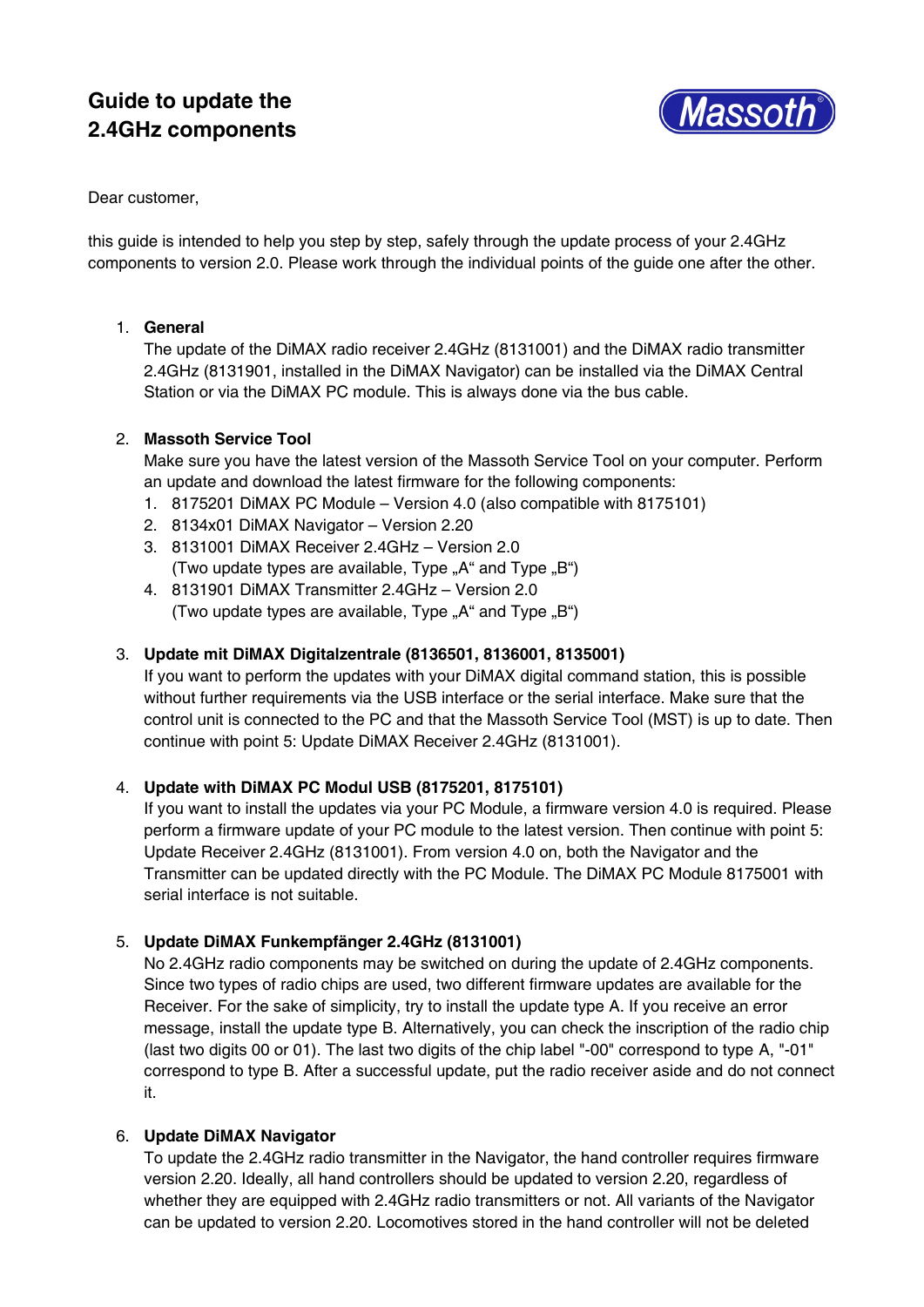# Guide to update the 2.4GHz components

Massoth

Dear customer,

this guide is intended to help you step by step, safely through the update process of your 2.4GHz components to version 2.0. Please work through the individual points of the guide one after the other.

1. **General**
   The update of the DiMAX radio receiver 2.4GHz (8131001) and the DiMAX radio transmitter 2.4GHz (8131901, installed in the DiMAX Navigator) can be installed via the DiMAX Central Station or via the DiMAX PC module. This is always done via the bus cable.

2. **Massoth Service Tool**
   Make sure you have the latest version of the Massoth Service Tool on your computer. Perform an update and download the latest firmware for the following components:
   1. 8175201 DiMAX PC Module – Version 4.0 (also compatible with 8175101)
   2. 8134x01 DiMAX Navigator – Version 2.20
   3. 8131001 DiMAX Receiver 2.4GHz – Version 2.0
      (Two update types are available, Type „A“ and Type „B“)
   4. 8131901 DiMAX Transmitter 2.4GHz – Version 2.0
      (Two update types are available, Type „A“ and Type „B“)

3. **Update mit DiMAX Digitalzentrale (8136501, 8136001, 8135001)**
   If you want to perform the updates with your DiMAX digital command station, this is possible without further requirements via the USB interface or the serial interface. Make sure that the control unit is connected to the PC and that the Massoth Service Tool (MST) is up to date. Then continue with point 5: Update DiMAX Receiver 2.4GHz (8131001).

4. **Update with DiMAX PC Modul USB (8175201, 8175101)**
   If you want to install the updates via your PC Module, a firmware version 4.0 is required. Please perform a firmware update of your PC module to the latest version. Then continue with point 5: Update Receiver 2.4GHz (8131001). From version 4.0 on, both the Navigator and the Transmitter can be updated directly with the PC Module. The DiMAX PC Module 8175001 with serial interface is not suitable.

5. **Update DiMAX Funkempfänger 2.4GHz (8131001)**
   No 2.4GHz radio components may be switched on during the update of 2.4GHz components. Since two types of radio chips are used, two different firmware updates are available for the Receiver. For the sake of simplicity, try to install the update type A. If you receive an error message, install the update type B. Alternatively, you can check the inscription of the radio chip (last two digits 00 or 01). The last two digits of the chip label "-00" correspond to type A, "-01" correspond to type B. After a successful update, put the radio receiver aside and do not connect it.

6. **Update DiMAX Navigator**
   To update the 2.4GHz radio transmitter in the Navigator, the hand controller requires firmware version 2.20. Ideally, all hand controllers should be updated to version 2.20, regardless of whether they are equipped with 2.4GHz radio transmitters or not. All variants of the Navigator can be updated to version 2.20. Locomotives stored in the hand controller will not be deleted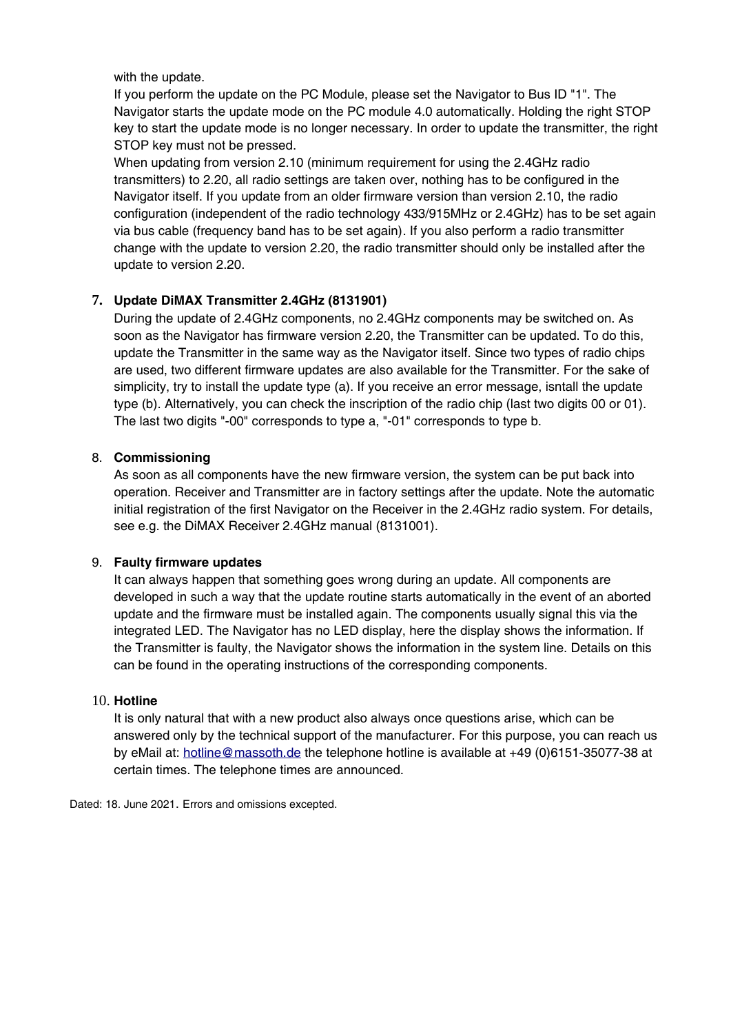with the update.

If you perform the update on the PC Module, please set the Navigator to Bus ID "1". The Navigator starts the update mode on the PC module 4.0 automatically. Holding the right STOP key to start the update mode is no longer necessary. In order to update the transmitter, the right STOP key must not be pressed.

When updating from version 2.10 (minimum requirement for using the 2.4GHz radio transmitters) to 2.20, all radio settings are taken over, nothing has to be configured in the Navigator itself. If you update from an older firmware version than version 2.10, the radio configuration (independent of the radio technology 433/915MHz or 2.4GHz) has to be set again via bus cable (frequency band has to be set again). If you also perform a radio transmitter change with the update to version 2.20, the radio transmitter should only be installed after the update to version 2.20.

7. **Update DiMAX Transmitter 2.4GHz (8131901)**

   During the update of 2.4GHz components, no 2.4GHz components may be switched on. As soon as the Navigator has firmware version 2.20, the Transmitter can be updated. To do this, update the Transmitter in the same way as the Navigator itself. Since two types of radio chips are used, two different firmware updates are also available for the Transmitter. For the sake of simplicity, try to install the update type (a). If you receive an error message, isntall the update type (b). Alternatively, you can check the inscription of the radio chip (last two digits 00 or 01). The last two digits "-00" corresponds to type a, "-01" corresponds to type b.

8. **Commissioning**

   As soon as all components have the new firmware version, the system can be put back into operation. Receiver and Transmitter are in factory settings after the update. Note the automatic initial registration of the first Navigator on the Receiver in the 2.4GHz radio system. For details, see e.g. the DiMAX Receiver 2.4GHz manual (8131001).

9. **Faulty firmware updates**

   It can always happen that something goes wrong during an update. All components are developed in such a way that the update routine starts automatically in the event of an aborted update and the firmware must be installed again. The components usually signal this via the integrated LED. The Navigator has no LED display, here the display shows the information. If the Transmitter is faulty, the Navigator shows the information in the system line. Details on this can be found in the operating instructions of the corresponding components.

10. **Hotline**

    It is only natural that with a new product also always once questions arise, which can be answered only by the technical support of the manufacturer. For this purpose, you can reach us by eMail at: hotline@massoth.de the telephone hotline is available at +49 (0)6151-35077-38 at certain times. The telephone times are announced.

Dated: 18. June 2021. Errors and omissions excepted.